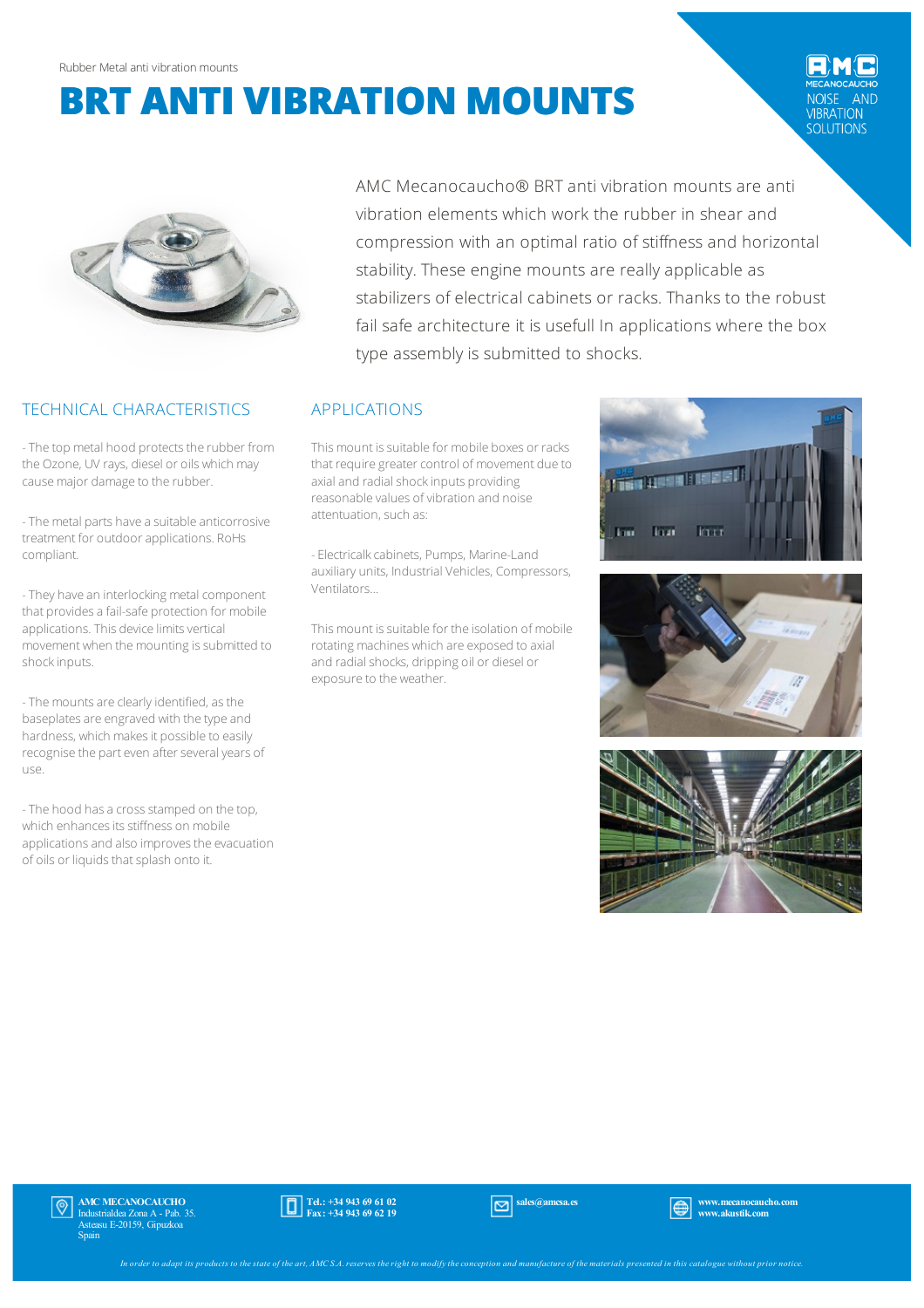Rubber Metal anti vibration mounts

# BRT ANTI VIBRATION MOUNTS

AMC Mecanocaucho® BRT anti vibration mounts are anti vibration elements which work the rubber in shear and compression with an optimal ratio of stiffness and horizontal stability. These engine mounts are really applicable as stabilizers of electrical cabinets or racks. Thanks to the robust fail safe architecture it is usefull In applications where the box type assembly is submitted to shocks.

## TECHNICAL CHARACTERISTICS

- The top metal hood protects the rubber from the Ozone, UV rays, diesel or oils which may cause major damage to the rubber.

- The metal parts have a suitable anticorrosive treatment for outdoor applications. RoHs compliant.

- They have an interlocking metal component that provides a fail-safe protection for mobile applications. This device limits vertical movement when the mounting is submitted to shock inputs.

- The mounts are clearly identified, as the baseplates are engraved with the type and hardness, which makes it possible to easily recognise the part even after several years of use.

- The hood has a cross stamped on the top, which enhances its stiffness on mobile applications and also improves the evacuation of oils or liquids that splash onto it.

## APPLICATIONS

This mount is suitable for mobile boxes or racks that require greater control of movement due to axial and radial shock inputs providing reasonable values of vibration and noise attentuation, such as:

- Electricalk cabinets, Pumps, Marine-Land auxiliary units, Industrial Vehicles, Compressors, Ventilators...

This mount is suitable for the isolation of mobile rotating machines which are exposed to axial and radial shocks, dripping oil or diesel or exposure to the weather.

**AMC MECANOCAUCHO**
Industrialdea Zona A - Pab. 35.
Asteasu E-20159, Gipuzkoa
Spain

**Tel.: +34 943 69 61 02**
**Fax: +34 943 69 62 19**

**sales@amcsa.es**

**www.mecanocaucho.com**
**www.akustik.com**

*In order to adapt its products to the state of the art, AMC S.A. reserves the right to modify the conception and manufacture of the materials presented in this catalogue without prior notice.*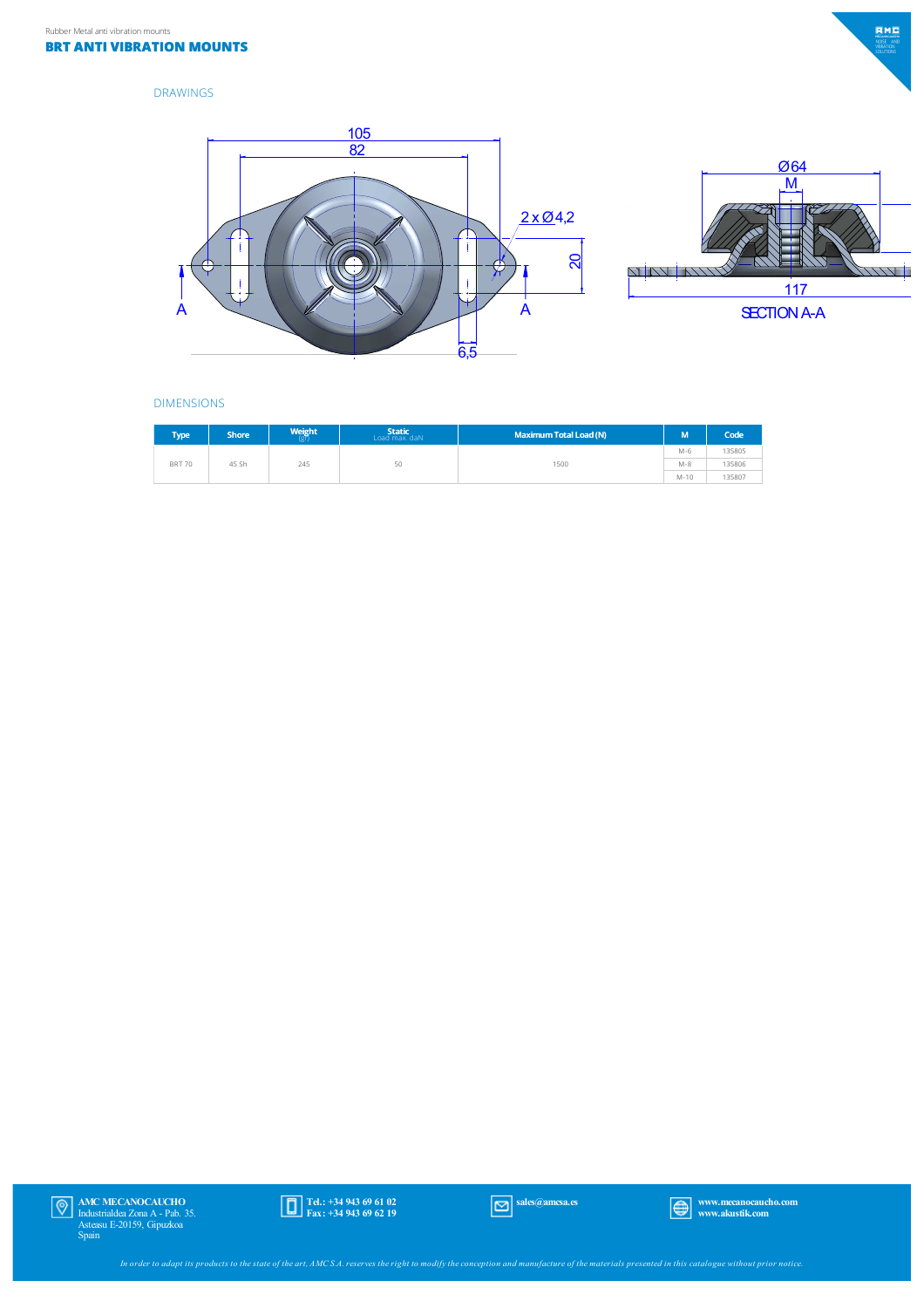Rubber Metal anti vibration mounts

# BRT ANTI VIBRATION MOUNTS

## DRAWINGS

105
82
2 x Ø4,2
20
A
A
6,5
Ø64
M
117
SECTION A-A

## DIMENSIONS

| Type | Shore | Weight (gr) | Static Load max. daN | Maximum Total Load (N) | M | Code |
|---|---|---|---|---|---|---|
| BRT 70 | 45 Sh | 245 | 50 | 1500 | M-6 | 135805 |
| | | | | | M-8 | 135806 |
| | | | | | M-10 | 135807 |

**AMC MECANOCAUCHO**
Industrialdea Zona A - Pab. 35.
Asteasu E-20159, Gipuzkoa
Spain

**Tel.: +34 943 69 61 02**
**Fax: +34 943 69 62 19**

**sales@amcsa.es**

**www.mecanocaucho.com**
**www.akustik.com**

*In order to adapt its products to the state of the art, AMC S.A. reserves the right to modify the conception and manufacture of the materials presented in this catalogue without prior notice.*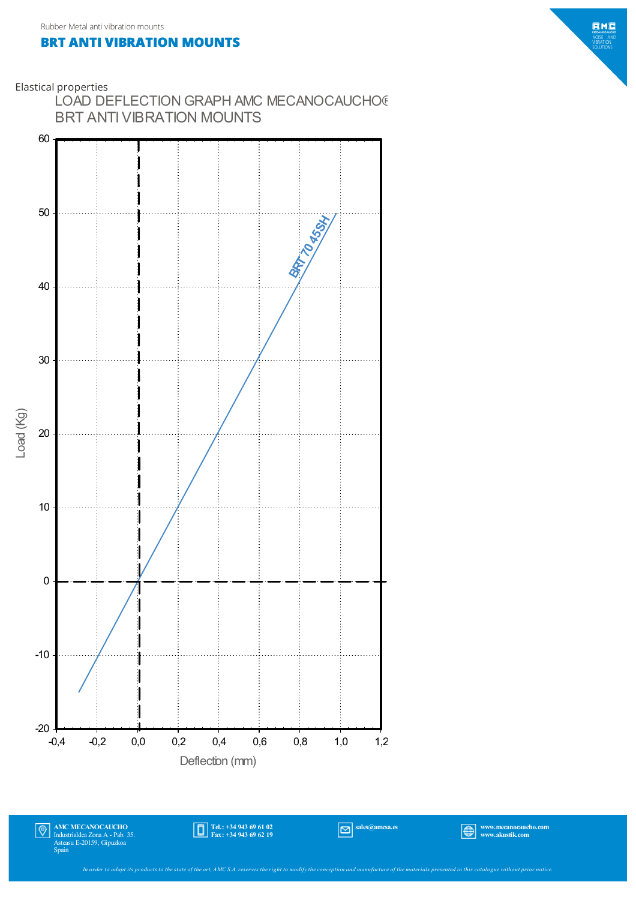Rubber Metal anti vibration mounts

# BRT ANTI VIBRATION MOUNTS

Elastical properties

## LOAD DEFLECTION GRAPH AMC MECANOCAUCHO®
## BRT ANTI VIBRATION MOUNTS

Load (Kg): 60, 50, 40, 30, 20, 10, 0, -10, -20

BRT 70 45SH

Deflection (mm): -0,4, -0,2, 0,0, 0,2, 0,4, 0,6, 0,8, 1,0, 1,2

**AMC MECANOCAUCHO**
Industrialdea Zona A - Pab. 35.
Asteasu E-20159, Gipuzkoa
Spain

**Tel.: +34 943 69 61 02**
**Fax: +34 943 69 62 19**

**sales@amcsa.es**

**www.mecanocaucho.com**
**www.akustik.com**

*In order to adapt its products to the state of the art, AMC S.A. reserves the right to modify the conception and manufacture of the materials presented in this catalogue without prior notice.*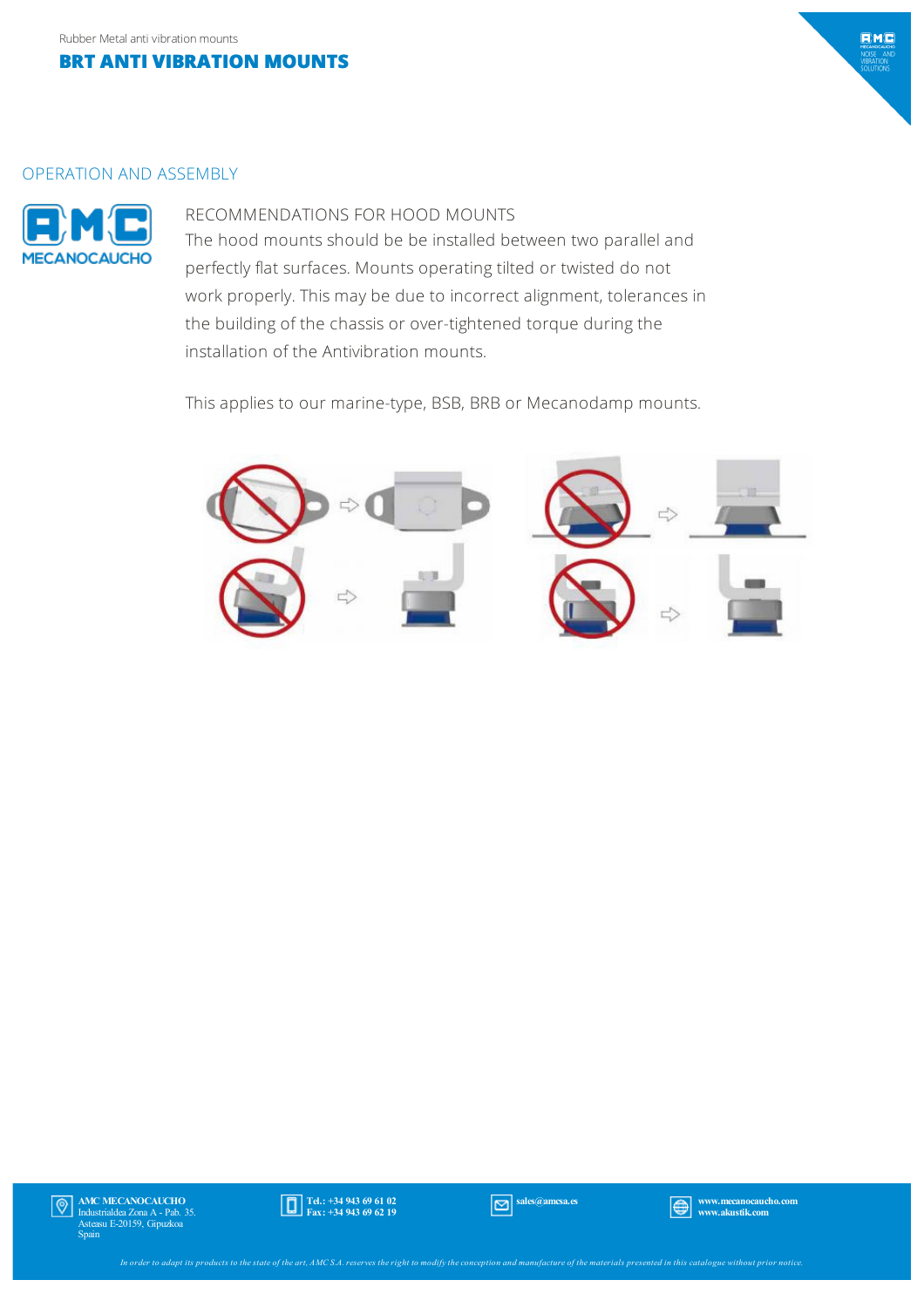## OPERATION AND ASSEMBLY

### RECOMMENDATIONS FOR HOOD MOUNTS

The hood mounts should be be installed between two parallel and perfectly flat surfaces. Mounts operating tilted or twisted do not work properly. This may be due to incorrect alignment, tolerances in the building of the chassis or over-tightened torque during the installation of the Antivibration mounts.

This applies to our marine-type, BSB, BRB or Mecanodamp mounts.